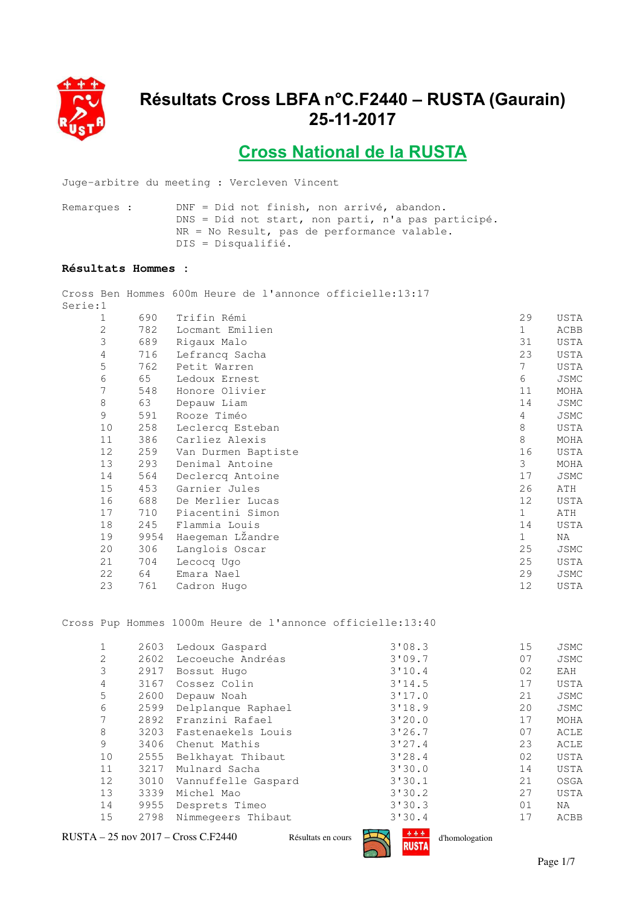# Résultats Cross LBFA n°C.F2440 – RUSTA (Gaurain) 25-11-2017

## Cross National de la RUSTA

Juge-arbitre du meeting : Vercleven Vincent

Remarques :
DNF = Did not finish, non arrivé, abandon.
DNS = Did not start, non parti, n'a pas participé.
NR = No Result, pas de performance valable.
DIS = Disqualifié.

**Résultats Hommes :**

Cross Ben Hommes 600m Heure de l'annonce officielle:13:17
Serie:1

| | | | | |
|---|---|---|---|---|
| 1 | 690 | Trifin Rémi | 29 | USTA |
| 2 | 782 | Locmant Emilien | 1 | ACBB |
| 3 | 689 | Rigaux Malo | 31 | USTA |
| 4 | 716 | Lefrancq Sacha | 23 | USTA |
| 5 | 762 | Petit Warren | 7 | USTA |
| 6 | 65 | Ledoux Ernest | 6 | JSMC |
| 7 | 548 | Honore Olivier | 11 | MOHA |
| 8 | 63 | Depauw Liam | 14 | JSMC |
| 9 | 591 | Rooze Timéo | 4 | JSMC |
| 10 | 258 | Leclercq Esteban | 8 | USTA |
| 11 | 386 | Carliez Alexis | 8 | MOHA |
| 12 | 259 | Van Durmen Baptiste | 16 | USTA |
| 13 | 293 | Denimal Antoine | 3 | MOHA |
| 14 | 564 | Declercq Antoine | 17 | JSMC |
| 15 | 453 | Garnier Jules | 26 | ATH |
| 16 | 688 | De Merlier Lucas | 12 | USTA |
| 17 | 710 | Piacentini Simon | 1 | ATH |
| 18 | 245 | Flammia Louis | 14 | USTA |
| 19 | 9954 | Haegeman LŽandre | 1 | NA |
| 20 | 306 | Langlois Oscar | 25 | JSMC |
| 21 | 704 | Lecocq Ugo | 25 | USTA |
| 22 | 64 | Emara Nael | 29 | JSMC |
| 23 | 761 | Cadron Hugo | 12 | USTA |

Cross Pup Hommes 1000m Heure de l'annonce officielle:13:40

| | | | | | |
|---|---|---|---|---|---|
| 1 | 2603 | Ledoux Gaspard | 3'08.3 | 15 | JSMC |
| 2 | 2602 | Lecoeuche Andréas | 3'09.7 | 07 | JSMC |
| 3 | 2917 | Bossut Hugo | 3'10.4 | 02 | EAH |
| 4 | 3167 | Cossez Colin | 3'14.5 | 17 | USTA |
| 5 | 2600 | Depauw Noah | 3'17.0 | 21 | JSMC |
| 6 | 2599 | Delplanque Raphael | 3'18.9 | 20 | JSMC |
| 7 | 2892 | Franzini Rafael | 3'20.0 | 17 | MOHA |
| 8 | 3203 | Fastenaekels Louis | 3'26.7 | 07 | ACLE |
| 9 | 3406 | Chenut Mathis | 3'27.4 | 23 | ACLE |
| 10 | 2555 | Belkhayat Thibaut | 3'28.4 | 02 | USTA |
| 11 | 3217 | Mulnard Sacha | 3'30.0 | 14 | USTA |
| 12 | 3010 | Vannuffelle Gaspard | 3'30.1 | 21 | OSGA |
| 13 | 3339 | Michel Mao | 3'30.2 | 27 | USTA |
| 14 | 9955 | Desprets Timeo | 3'30.3 | 01 | NA |
| 15 | 2798 | Nimmegeers Thibaut | 3'30.4 | 17 | ACBB |

RUSTA – 25 nov 2017 – Cross C.F2440 Résultats en cours d'homologation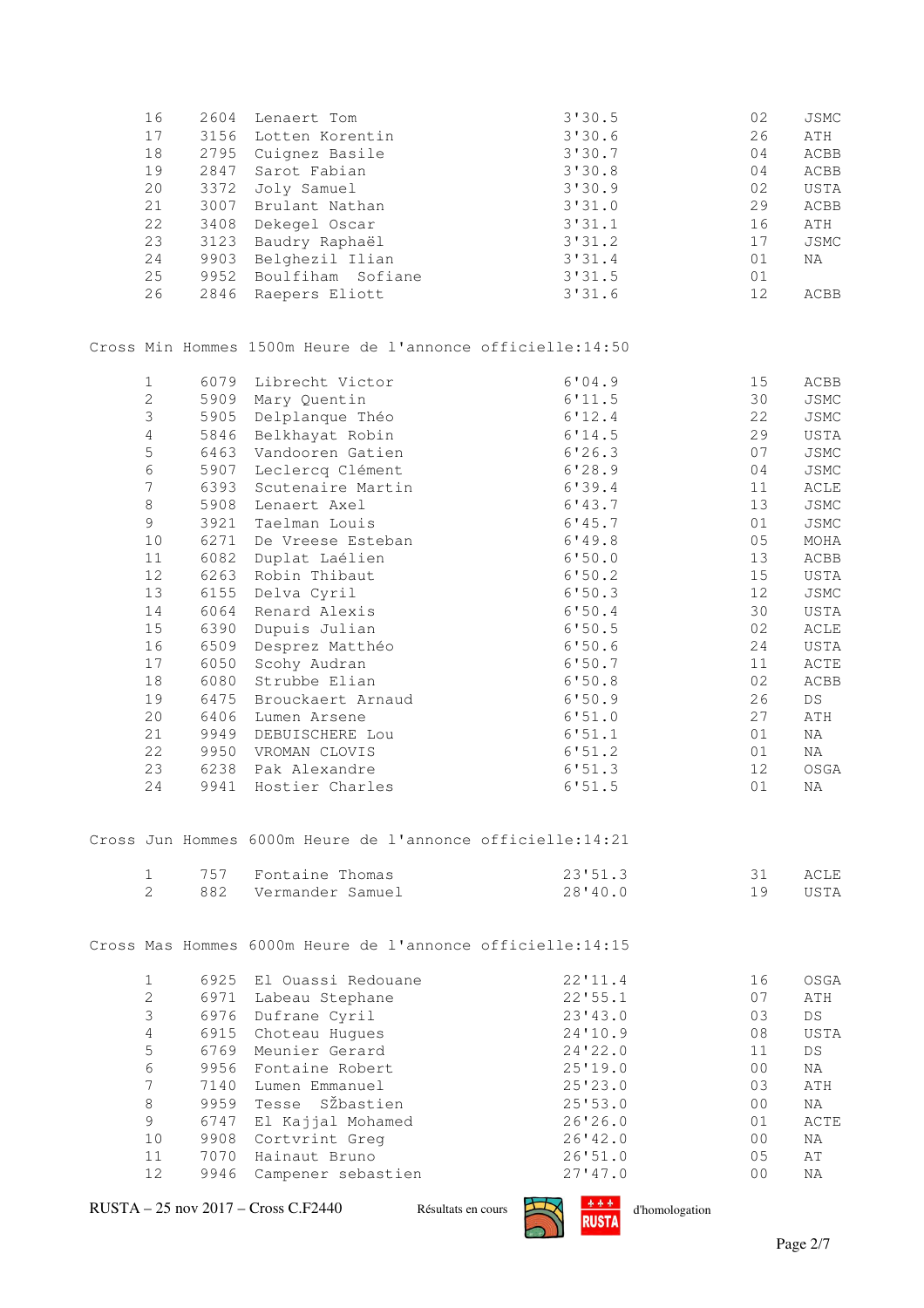| | | | | | |
|---|---|---|---|---|---|
| 16 | 2604 | Lenaert Tom | 3'30.5 | 02 | JSMC |
| 17 | 3156 | Lotten Korentin | 3'30.6 | 26 | ATH |
| 18 | 2795 | Cuignez Basile | 3'30.7 | 04 | ACBB |
| 19 | 2847 | Sarot Fabian | 3'30.8 | 04 | ACBB |
| 20 | 3372 | Joly Samuel | 3'30.9 | 02 | USTA |
| 21 | 3007 | Brulant Nathan | 3'31.0 | 29 | ACBB |
| 22 | 3408 | Dekegel Oscar | 3'31.1 | 16 | ATH |
| 23 | 3123 | Baudry Raphaël | 3'31.2 | 17 | JSMC |
| 24 | 9903 | Belghezil Ilian | 3'31.4 | 01 | NA |
| 25 | 9952 | Boulfiham Sofiane | 3'31.5 | 01 | |
| 26 | 2846 | Raepers Eliott | 3'31.6 | 12 | ACBB |

Cross Min Hommes 1500m Heure de l'annonce officielle:14:50

| | | | | | |
|---|---|---|---|---|---|
| 1 | 6079 | Librecht Victor | 6'04.9 | 15 | ACBB |
| 2 | 5909 | Mary Quentin | 6'11.5 | 30 | JSMC |
| 3 | 5905 | Delplanque Théo | 6'12.4 | 22 | JSMC |
| 4 | 5846 | Belkhayat Robin | 6'14.5 | 29 | USTA |
| 5 | 6463 | Vandooren Gatien | 6'26.3 | 07 | JSMC |
| 6 | 5907 | Leclercq Clément | 6'28.9 | 04 | JSMC |
| 7 | 6393 | Scutenaire Martin | 6'39.4 | 11 | ACLE |
| 8 | 5908 | Lenaert Axel | 6'43.7 | 13 | JSMC |
| 9 | 3921 | Taelman Louis | 6'45.7 | 01 | JSMC |
| 10 | 6271 | De Vreese Esteban | 6'49.8 | 05 | MOHA |
| 11 | 6082 | Duplat Laélien | 6'50.0 | 13 | ACBB |
| 12 | 6263 | Robin Thibaut | 6'50.2 | 15 | USTA |
| 13 | 6155 | Delva Cyril | 6'50.3 | 12 | JSMC |
| 14 | 6064 | Renard Alexis | 6'50.4 | 30 | USTA |
| 15 | 6390 | Dupuis Julian | 6'50.5 | 02 | ACLE |
| 16 | 6509 | Desprez Matthéo | 6'50.6 | 24 | USTA |
| 17 | 6050 | Scohy Audran | 6'50.7 | 11 | ACTE |
| 18 | 6080 | Strubbe Elian | 6'50.8 | 02 | ACBB |
| 19 | 6475 | Brouckaert Arnaud | 6'50.9 | 26 | DS |
| 20 | 6406 | Lumen Arsene | 6'51.0 | 27 | ATH |
| 21 | 9949 | DEBUISCHERE Lou | 6'51.1 | 01 | NA |
| 22 | 9950 | VROMAN CLOVIS | 6'51.2 | 01 | NA |
| 23 | 6238 | Pak Alexandre | 6'51.3 | 12 | OSGA |
| 24 | 9941 | Hostier Charles | 6'51.5 | 01 | NA |

Cross Jun Hommes 6000m Heure de l'annonce officielle:14:21

| | | | | | |
|---|---|---|---|---|---|
| 1 | 757 | Fontaine Thomas | 23'51.3 | 31 | ACLE |
| 2 | 882 | Vermander Samuel | 28'40.0 | 19 | USTA |

Cross Mas Hommes 6000m Heure de l'annonce officielle:14:15

| | | | | | |
|---|---|---|---|---|---|
| 1 | 6925 | El Ouassi Redouane | 22'11.4 | 16 | OSGA |
| 2 | 6971 | Labeau Stephane | 22'55.1 | 07 | ATH |
| 3 | 6976 | Dufrane Cyril | 23'43.0 | 03 | DS |
| 4 | 6915 | Choteau Hugues | 24'10.9 | 08 | USTA |
| 5 | 6769 | Meunier Gerard | 24'22.0 | 11 | DS |
| 6 | 9956 | Fontaine Robert | 25'19.0 | 00 | NA |
| 7 | 7140 | Lumen Emmanuel | 25'23.0 | 03 | ATH |
| 8 | 9959 | Tesse SŽbastien | 25'53.0 | 00 | NA |
| 9 | 6747 | El Kajjal Mohamed | 26'26.0 | 01 | ACTE |
| 10 | 9908 | Cortvrint Greg | 26'42.0 | 00 | NA |
| 11 | 7070 | Hainaut Bruno | 26'51.0 | 05 | AT |
| 12 | 9946 | Campener sebastien | 27'47.0 | 00 | NA |

RUSTA – 25 nov 2017 – Cross C.F2440 Résultats en cours d'homologation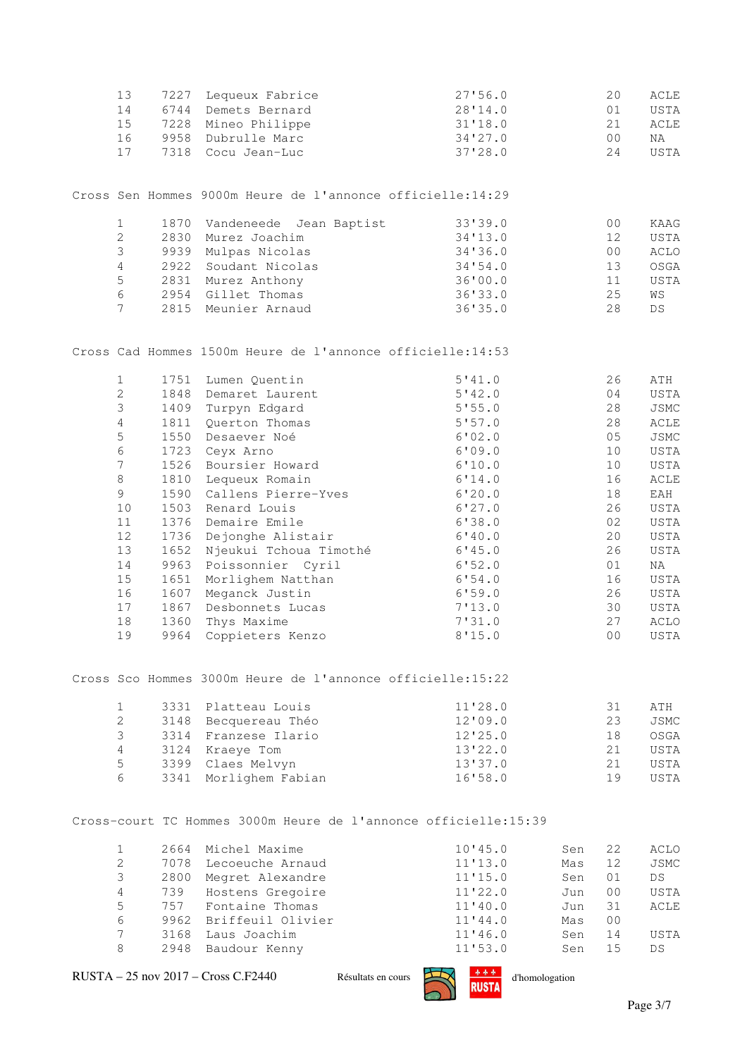| | | | | | |
|---|---|---|---|---|---|
| 13 | 7227 | Lequeux Fabrice | 27'56.0 | 20 | ACLE |
| 14 | 6744 | Demets Bernard | 28'14.0 | 01 | USTA |
| 15 | 7228 | Mineo Philippe | 31'18.0 | 21 | ACLE |
| 16 | 9958 | Dubrulle Marc | 34'27.0 | 00 | NA |
| 17 | 7318 | Cocu Jean-Luc | 37'28.0 | 24 | USTA |

## Cross Sen Hommes 9000m Heure de l'annonce officielle:14:29

| | | | | | |
|---|---|---|---|---|---|
| 1 | 1870 | Vandeneede Jean Baptist | 33'39.0 | 00 | KAAG |
| 2 | 2830 | Murez Joachim | 34'13.0 | 12 | USTA |
| 3 | 9939 | Mulpas Nicolas | 34'36.0 | 00 | ACLO |
| 4 | 2922 | Soudant Nicolas | 34'54.0 | 13 | OSGA |
| 5 | 2831 | Murez Anthony | 36'00.0 | 11 | USTA |
| 6 | 2954 | Gillet Thomas | 36'33.0 | 25 | WS |
| 7 | 2815 | Meunier Arnaud | 36'35.0 | 28 | DS |

## Cross Cad Hommes 1500m Heure de l'annonce officielle:14:53

| | | | | | |
|---|---|---|---|---|---|
| 1 | 1751 | Lumen Quentin | 5'41.0 | 26 | ATH |
| 2 | 1848 | Demaret Laurent | 5'42.0 | 04 | USTA |
| 3 | 1409 | Turpyn Edgard | 5'55.0 | 28 | JSMC |
| 4 | 1811 | Querton Thomas | 5'57.0 | 28 | ACLE |
| 5 | 1550 | Desaever Noé | 6'02.0 | 05 | JSMC |
| 6 | 1723 | Ceyx Arno | 6'09.0 | 10 | USTA |
| 7 | 1526 | Boursier Howard | 6'10.0 | 10 | USTA |
| 8 | 1810 | Lequeux Romain | 6'14.0 | 16 | ACLE |
| 9 | 1590 | Callens Pierre-Yves | 6'20.0 | 18 | EAH |
| 10 | 1503 | Renard Louis | 6'27.0 | 26 | USTA |
| 11 | 1376 | Demaire Emile | 6'38.0 | 02 | USTA |
| 12 | 1736 | Dejonghe Alistair | 6'40.0 | 20 | USTA |
| 13 | 1652 | Njeukui Tchoua Timothé | 6'45.0 | 26 | USTA |
| 14 | 9963 | Poissonnier Cyril | 6'52.0 | 01 | NA |
| 15 | 1651 | Morlighem Natthan | 6'54.0 | 16 | USTA |
| 16 | 1607 | Meganck Justin | 6'59.0 | 26 | USTA |
| 17 | 1867 | Desbonnets Lucas | 7'13.0 | 30 | USTA |
| 18 | 1360 | Thys Maxime | 7'31.0 | 27 | ACLO |
| 19 | 9964 | Coppieters Kenzo | 8'15.0 | 00 | USTA |

## Cross Sco Hommes 3000m Heure de l'annonce officielle:15:22

| | | | | | |
|---|---|---|---|---|---|
| 1 | 3331 | Platteau Louis | 11'28.0 | 31 | ATH |
| 2 | 3148 | Becquereau Théo | 12'09.0 | 23 | JSMC |
| 3 | 3314 | Franzese Ilario | 12'25.0 | 18 | OSGA |
| 4 | 3124 | Kraeye Tom | 13'22.0 | 21 | USTA |
| 5 | 3399 | Claes Melvyn | 13'37.0 | 21 | USTA |
| 6 | 3341 | Morlighem Fabian | 16'58.0 | 19 | USTA |

## Cross-court TC Hommes 3000m Heure de l'annonce officielle:15:39

| | | | | | | |
|---|---|---|---|---|---|---|
| 1 | 2664 | Michel Maxime | 10'45.0 | Sen | 22 | ACLO |
| 2 | 7078 | Lecoeuche Arnaud | 11'13.0 | Mas | 12 | JSMC |
| 3 | 2800 | Megret Alexandre | 11'15.0 | Sen | 01 | DS |
| 4 | 739 | Hostens Gregoire | 11'22.0 | Jun | 00 | USTA |
| 5 | 757 | Fontaine Thomas | 11'40.0 | Jun | 31 | ACLE |
| 6 | 9962 | Briffeuil Olivier | 11'44.0 | Mas | 00 | |
| 7 | 3168 | Laus Joachim | 11'46.0 | Sen | 14 | USTA |
| 8 | 2948 | Baudour Kenny | 11'53.0 | Sen | 15 | DS |

RUSTA – 25 nov 2017 – Cross C.F2440 Résultats en cours d'homologation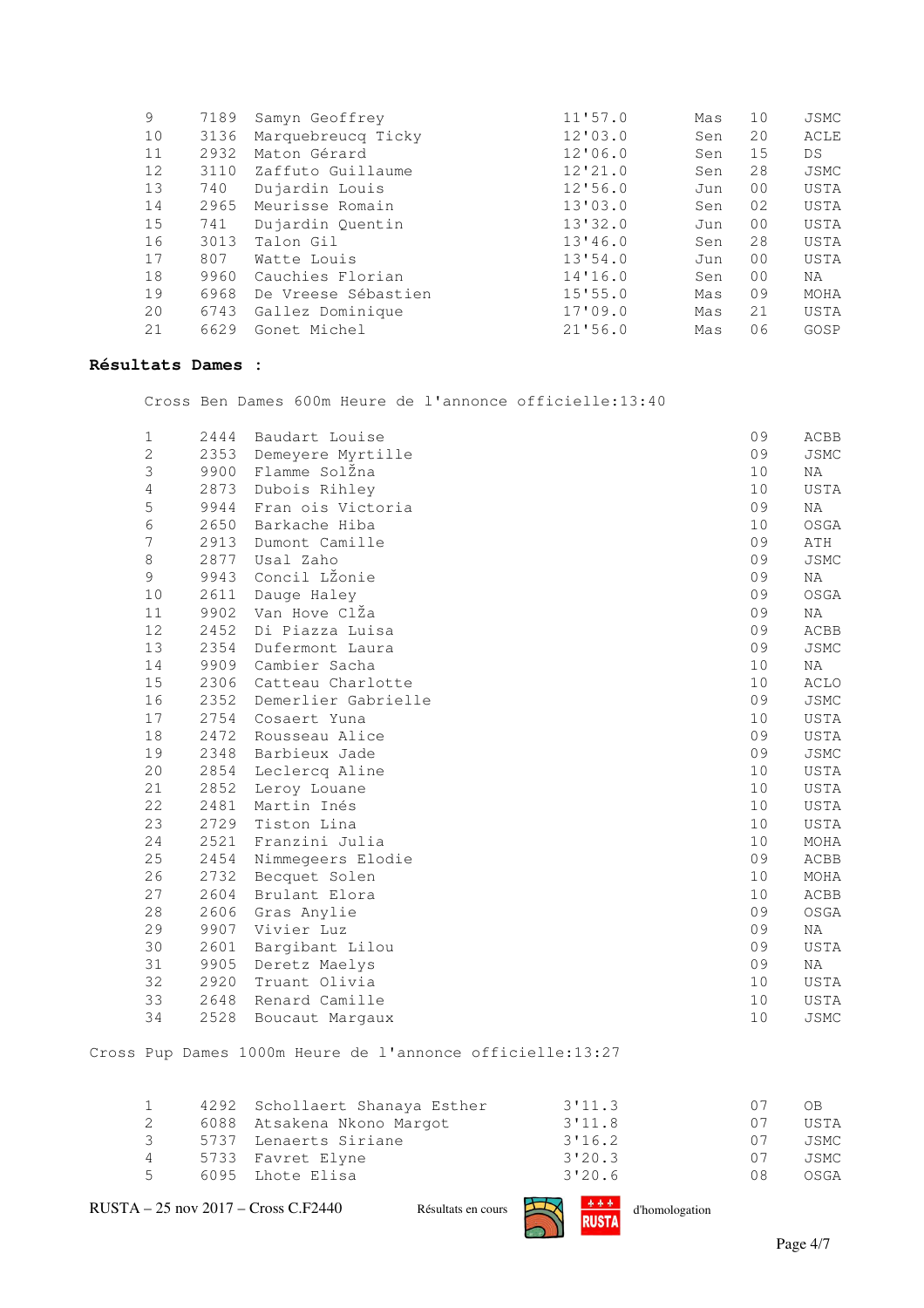| | | | | | | |
|---|---|---|---|---|---|---|
| 9 | 7189 | Samyn Geoffrey | 11'57.0 | Mas | 10 | JSMC |
| 10 | 3136 | Marquebreucq Ticky | 12'03.0 | Sen | 20 | ACLE |
| 11 | 2932 | Maton Gérard | 12'06.0 | Sen | 15 | DS |
| 12 | 3110 | Zaffuto Guillaume | 12'21.0 | Sen | 28 | JSMC |
| 13 | 740 | Dujardin Louis | 12'56.0 | Jun | 00 | USTA |
| 14 | 2965 | Meurisse Romain | 13'03.0 | Sen | 02 | USTA |
| 15 | 741 | Dujardin Quentin | 13'32.0 | Jun | 00 | USTA |
| 16 | 3013 | Talon Gil | 13'46.0 | Sen | 28 | USTA |
| 17 | 807 | Watte Louis | 13'54.0 | Jun | 00 | USTA |
| 18 | 9960 | Cauchies Florian | 14'16.0 | Sen | 00 | NA |
| 19 | 6968 | De Vreese Sébastien | 15'55.0 | Mas | 09 | MOHA |
| 20 | 6743 | Gallez Dominique | 17'09.0 | Mas | 21 | USTA |
| 21 | 6629 | Gonet Michel | 21'56.0 | Mas | 06 | GOSP |

**Résultats Dames :**

Cross Ben Dames 600m Heure de l'annonce officielle:13:40

| | | | | |
|---|---|---|---|---|
| 1 | 2444 | Baudart Louise | 09 | ACBB |
| 2 | 2353 | Demeyere Myrtille | 09 | JSMC |
| 3 | 9900 | Flamme SolŽna | 10 | NA |
| 4 | 2873 | Dubois Rihley | 10 | USTA |
| 5 | 9944 | Fran ois Victoria | 09 | NA |
| 6 | 2650 | Barkache Hiba | 10 | OSGA |
| 7 | 2913 | Dumont Camille | 09 | ATH |
| 8 | 2877 | Usal Zaho | 09 | JSMC |
| 9 | 9943 | Concil LŽonie | 09 | NA |
| 10 | 2611 | Dauge Haley | 09 | OSGA |
| 11 | 9902 | Van Hove ClŽa | 09 | NA |
| 12 | 2452 | Di Piazza Luisa | 09 | ACBB |
| 13 | 2354 | Dufermont Laura | 09 | JSMC |
| 14 | 9909 | Cambier Sacha | 10 | NA |
| 15 | 2306 | Catteau Charlotte | 10 | ACLO |
| 16 | 2352 | Demerlier Gabrielle | 09 | JSMC |
| 17 | 2754 | Cosaert Yuna | 10 | USTA |
| 18 | 2472 | Rousseau Alice | 09 | USTA |
| 19 | 2348 | Barbieux Jade | 09 | JSMC |
| 20 | 2854 | Leclercq Aline | 10 | USTA |
| 21 | 2852 | Leroy Louane | 10 | USTA |
| 22 | 2481 | Martin Inés | 10 | USTA |
| 23 | 2729 | Tiston Lina | 10 | USTA |
| 24 | 2521 | Franzini Julia | 10 | MOHA |
| 25 | 2454 | Nimmegeers Elodie | 09 | ACBB |
| 26 | 2732 | Becquet Solen | 10 | MOHA |
| 27 | 2604 | Brulant Elora | 10 | ACBB |
| 28 | 2606 | Gras Anylie | 09 | OSGA |
| 29 | 9907 | Vivier Luz | 09 | NA |
| 30 | 2601 | Bargibant Lilou | 09 | USTA |
| 31 | 9905 | Deretz Maelys | 09 | NA |
| 32 | 2920 | Truant Olivia | 10 | USTA |
| 33 | 2648 | Renard Camille | 10 | USTA |
| 34 | 2528 | Boucaut Margaux | 10 | JSMC |

Cross Pup Dames 1000m Heure de l'annonce officielle:13:27

| | | | | | |
|---|---|---|---|---|---|
| 1 | 4292 | Schollaert Shanaya Esther | 3'11.3 | 07 | OB |
| 2 | 6088 | Atsakena Nkono Margot | 3'11.8 | 07 | USTA |
| 3 | 5737 | Lenaerts Siriane | 3'16.2 | 07 | JSMC |
| 4 | 5733 | Favret Elyne | 3'20.3 | 07 | JSMC |
| 5 | 6095 | Lhote Elisa | 3'20.6 | 08 | OSGA |

RUSTA – 25 nov 2017 – Cross C.F2440 Résultats en cours d'homologation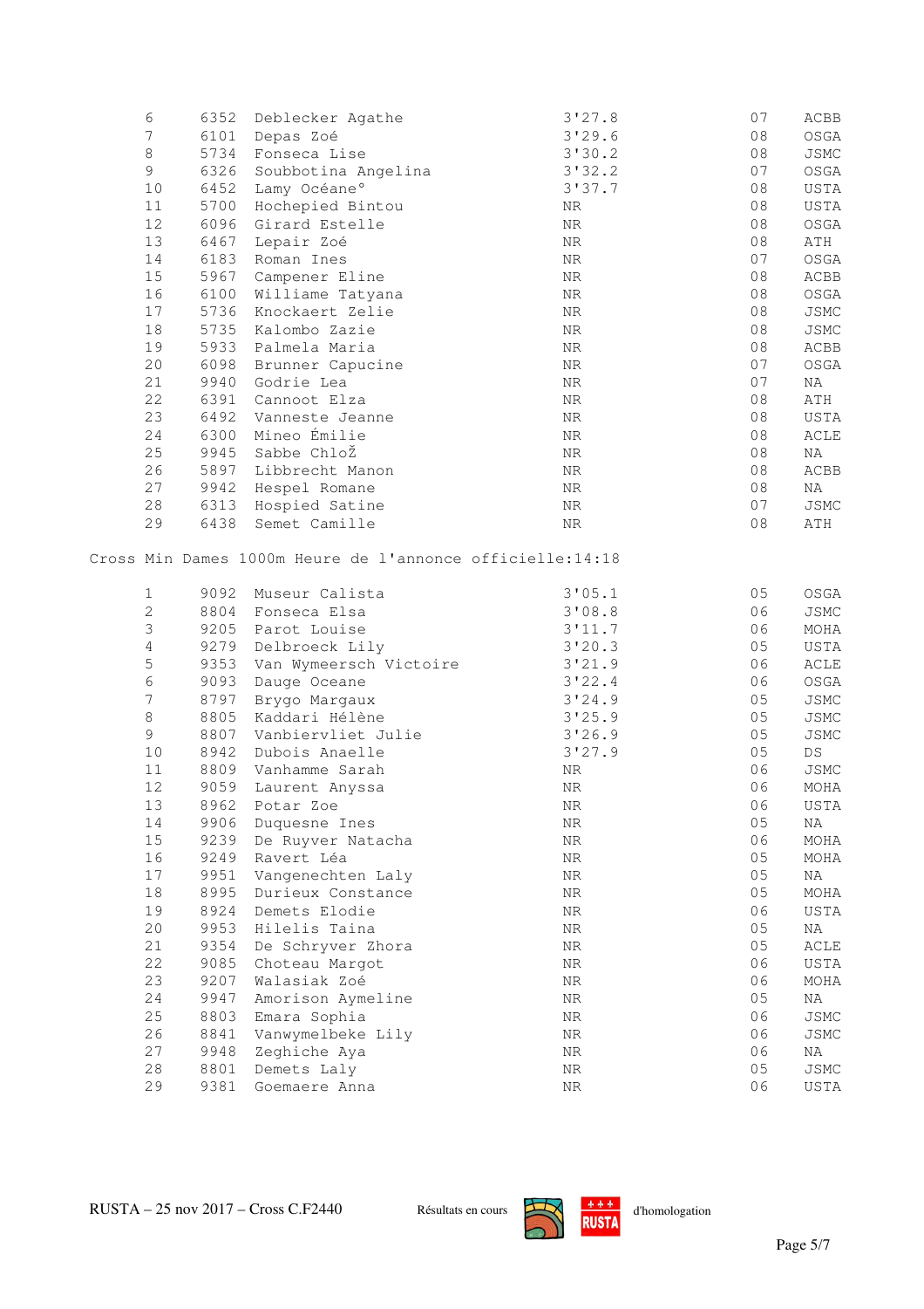| | | | | | |
|---|---|---|---|---|---|
| 6 | 6352 | Deblecker Agathe | 3'27.8 | 07 | ACBB |
| 7 | 6101 | Depas Zoé | 3'29.6 | 08 | OSGA |
| 8 | 5734 | Fonseca Lise | 3'30.2 | 08 | JSMC |
| 9 | 6326 | Soubbotina Angelina | 3'32.2 | 07 | OSGA |
| 10 | 6452 | Lamy Océane° | 3'37.7 | 08 | USTA |
| 11 | 5700 | Hochepied Bintou | NR | 08 | USTA |
| 12 | 6096 | Girard Estelle | NR | 08 | OSGA |
| 13 | 6467 | Lepair Zoé | NR | 08 | ATH |
| 14 | 6183 | Roman Ines | NR | 07 | OSGA |
| 15 | 5967 | Campener Eline | NR | 08 | ACBB |
| 16 | 6100 | Williame Tatyana | NR | 08 | OSGA |
| 17 | 5736 | Knockaert Zelie | NR | 08 | JSMC |
| 18 | 5735 | Kalombo Zazie | NR | 08 | JSMC |
| 19 | 5933 | Palmela Maria | NR | 08 | ACBB |
| 20 | 6098 | Brunner Capucine | NR | 07 | OSGA |
| 21 | 9940 | Godrie Lea | NR | 07 | NA |
| 22 | 6391 | Cannoot Elza | NR | 08 | ATH |
| 23 | 6492 | Vanneste Jeanne | NR | 08 | USTA |
| 24 | 6300 | Mineo Émilie | NR | 08 | ACLE |
| 25 | 9945 | Sabbe ChloŽ | NR | 08 | NA |
| 26 | 5897 | Libbrecht Manon | NR | 08 | ACBB |
| 27 | 9942 | Hespel Romane | NR | 08 | NA |
| 28 | 6313 | Hospied Satine | NR | 07 | JSMC |
| 29 | 6438 | Semet Camille | NR | 08 | ATH |

Cross Min Dames 1000m Heure de l'annonce officielle:14:18

| | | | | | |
|---|---|---|---|---|---|
| 1 | 9092 | Museur Calista | 3'05.1 | 05 | OSGA |
| 2 | 8804 | Fonseca Elsa | 3'08.8 | 06 | JSMC |
| 3 | 9205 | Parot Louise | 3'11.7 | 06 | MOHA |
| 4 | 9279 | Delbroeck Lily | 3'20.3 | 05 | USTA |
| 5 | 9353 | Van Wymeersch Victoire | 3'21.9 | 06 | ACLE |
| 6 | 9093 | Dauge Oceane | 3'22.4 | 06 | OSGA |
| 7 | 8797 | Brygo Margaux | 3'24.9 | 05 | JSMC |
| 8 | 8805 | Kaddari Hélène | 3'25.9 | 05 | JSMC |
| 9 | 8807 | Vanbiervliet Julie | 3'26.9 | 05 | JSMC |
| 10 | 8942 | Dubois Anaelle | 3'27.9 | 05 | DS |
| 11 | 8809 | Vanhamme Sarah | NR | 06 | JSMC |
| 12 | 9059 | Laurent Anyssa | NR | 06 | MOHA |
| 13 | 8962 | Potar Zoe | NR | 06 | USTA |
| 14 | 9906 | Duquesne Ines | NR | 05 | NA |
| 15 | 9239 | De Ruyver Natacha | NR | 06 | MOHA |
| 16 | 9249 | Ravert Léa | NR | 05 | MOHA |
| 17 | 9951 | Vangenechten Laly | NR | 05 | NA |
| 18 | 8995 | Durieux Constance | NR | 05 | MOHA |
| 19 | 8924 | Demets Elodie | NR | 06 | USTA |
| 20 | 9953 | Hilelis Taina | NR | 05 | NA |
| 21 | 9354 | De Schryver Zhora | NR | 05 | ACLE |
| 22 | 9085 | Choteau Margot | NR | 06 | USTA |
| 23 | 9207 | Walasiak Zoé | NR | 06 | MOHA |
| 24 | 9947 | Amorison Aymeline | NR | 05 | NA |
| 25 | 8803 | Emara Sophia | NR | 06 | JSMC |
| 26 | 8841 | Vanwymelbeke Lily | NR | 06 | JSMC |
| 27 | 9948 | Zeghiche Aya | NR | 06 | NA |
| 28 | 8801 | Demets Laly | NR | 05 | JSMC |
| 29 | 9381 | Goemaere Anna | NR | 06 | USTA |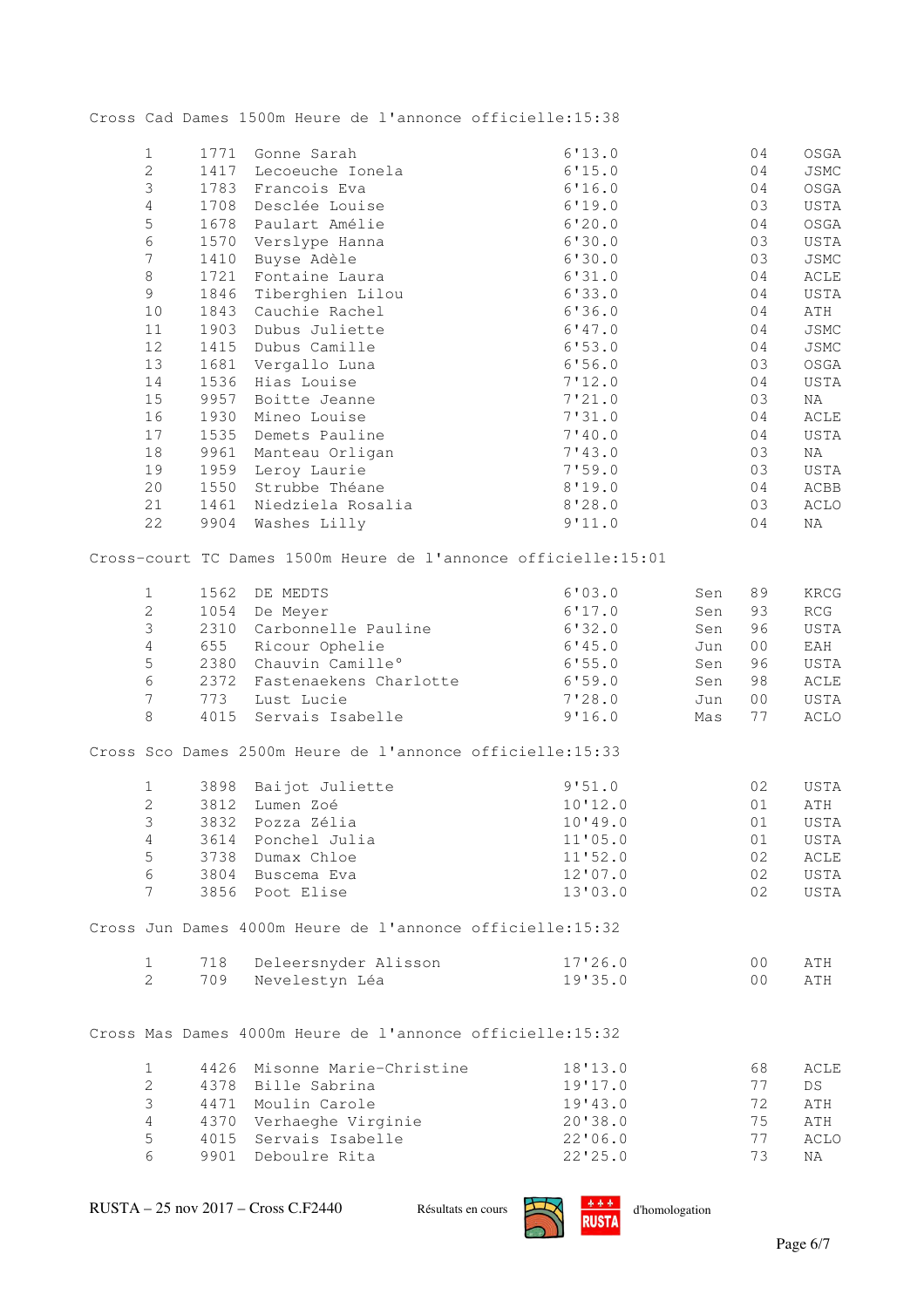Cross Cad Dames 1500m Heure de l'annonce officielle:15:38

| | | | | | |
|---|---|---|---|---|---|
| 1 | 1771 | Gonne Sarah | 6'13.0 | 04 | OSGA |
| 2 | 1417 | Lecoeuche Ionela | 6'15.0 | 04 | JSMC |
| 3 | 1783 | Francois Eva | 6'16.0 | 04 | OSGA |
| 4 | 1708 | Desclée Louise | 6'19.0 | 03 | USTA |
| 5 | 1678 | Paulart Amélie | 6'20.0 | 04 | OSGA |
| 6 | 1570 | Verslype Hanna | 6'30.0 | 03 | USTA |
| 7 | 1410 | Buyse Adèle | 6'30.0 | 03 | JSMC |
| 8 | 1721 | Fontaine Laura | 6'31.0 | 04 | ACLE |
| 9 | 1846 | Tiberghien Lilou | 6'33.0 | 04 | USTA |
| 10 | 1843 | Cauchie Rachel | 6'36.0 | 04 | ATH |
| 11 | 1903 | Dubus Juliette | 6'47.0 | 04 | JSMC |
| 12 | 1415 | Dubus Camille | 6'53.0 | 04 | JSMC |
| 13 | 1681 | Vergallo Luna | 6'56.0 | 03 | OSGA |
| 14 | 1536 | Hias Louise | 7'12.0 | 04 | USTA |
| 15 | 9957 | Boitte Jeanne | 7'21.0 | 03 | NA |
| 16 | 1930 | Mineo Louise | 7'31.0 | 04 | ACLE |
| 17 | 1535 | Demets Pauline | 7'40.0 | 04 | USTA |
| 18 | 9961 | Manteau Orligan | 7'43.0 | 03 | NA |
| 19 | 1959 | Leroy Laurie | 7'59.0 | 03 | USTA |
| 20 | 1550 | Strubbe Théane | 8'19.0 | 04 | ACBB |
| 21 | 1461 | Niedziela Rosalia | 8'28.0 | 03 | ACLO |
| 22 | 9904 | Washes Lilly | 9'11.0 | 04 | NA |

Cross-court TC Dames 1500m Heure de l'annonce officielle:15:01

| | | | | | | |
|---|---|---|---|---|---|---|
| 1 | 1562 | DE MEDTS | 6'03.0 | Sen | 89 | KRCG |
| 2 | 1054 | De Meyer | 6'17.0 | Sen | 93 | RCG |
| 3 | 2310 | Carbonnelle Pauline | 6'32.0 | Sen | 96 | USTA |
| 4 | 655 | Ricour Ophelie | 6'45.0 | Jun | 00 | EAH |
| 5 | 2380 | Chauvin Camille° | 6'55.0 | Sen | 96 | USTA |
| 6 | 2372 | Fastenaekens Charlotte | 6'59.0 | Sen | 98 | ACLE |
| 7 | 773 | Lust Lucie | 7'28.0 | Jun | 00 | USTA |
| 8 | 4015 | Servais Isabelle | 9'16.0 | Mas | 77 | ACLO |

Cross Sco Dames 2500m Heure de l'annonce officielle:15:33

| | | | | | |
|---|---|---|---|---|---|
| 1 | 3898 | Baijot Juliette | 9'51.0 | 02 | USTA |
| 2 | 3812 | Lumen Zoé | 10'12.0 | 01 | ATH |
| 3 | 3832 | Pozza Zélia | 10'49.0 | 01 | USTA |
| 4 | 3614 | Ponchel Julia | 11'05.0 | 01 | USTA |
| 5 | 3738 | Dumax Chloe | 11'52.0 | 02 | ACLE |
| 6 | 3804 | Buscema Eva | 12'07.0 | 02 | USTA |
| 7 | 3856 | Poot Elise | 13'03.0 | 02 | USTA |

Cross Jun Dames 4000m Heure de l'annonce officielle:15:32

| | | | | | |
|---|---|---|---|---|---|
| 1 | 718 | Deleersnyder Alisson | 17'26.0 | 00 | ATH |
| 2 | 709 | Nevelestyn Léa | 19'35.0 | 00 | ATH |

Cross Mas Dames 4000m Heure de l'annonce officielle:15:32

| | | | | | |
|---|---|---|---|---|---|
| 1 | 4426 | Misonne Marie-Christine | 18'13.0 | 68 | ACLE |
| 2 | 4378 | Bille Sabrina | 19'17.0 | 77 | DS |
| 3 | 4471 | Moulin Carole | 19'43.0 | 72 | ATH |
| 4 | 4370 | Verhaeghe Virginie | 20'38.0 | 75 | ATH |
| 5 | 4015 | Servais Isabelle | 22'06.0 | 77 | ACLO |
| 6 | 9901 | Deboulre Rita | 22'25.0 | 73 | NA |

RUSTA – 25 nov 2017 – Cross C.F2440 Résultats en cours d'homologation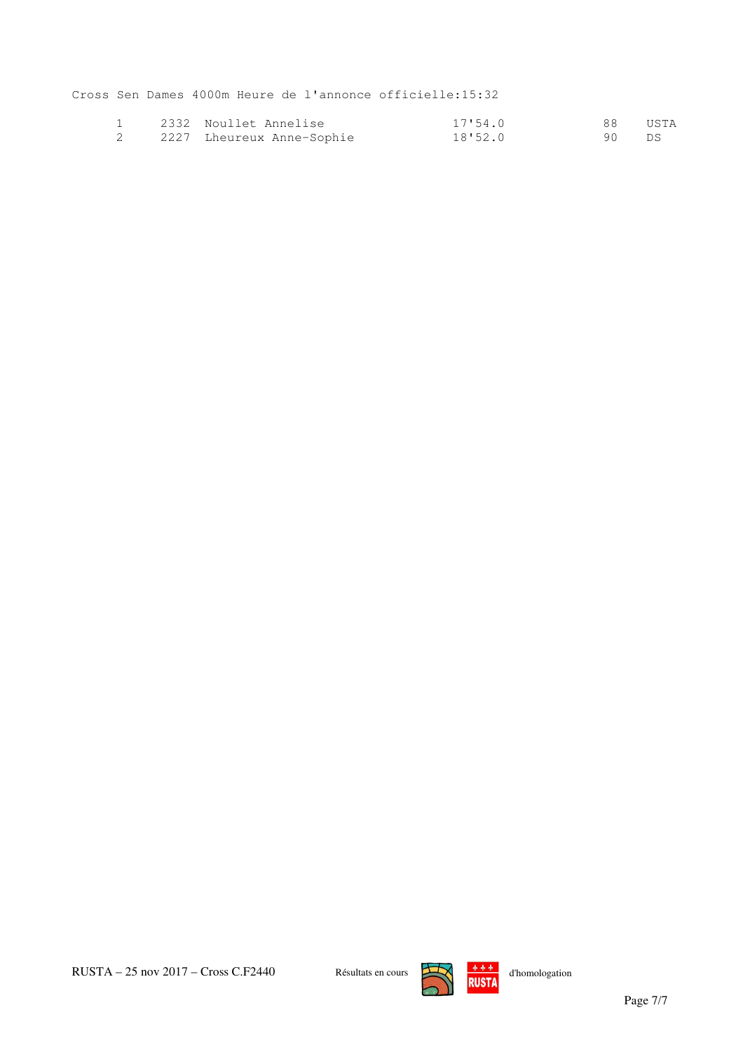Cross Sen Dames 4000m Heure de l'annonce officielle:15:32

| | | | | | |
|---|---|---|---|---|---|
| 1 | 2332 | Noullet Annelise | 17'54.0 | 88 | USTA |
| 2 | 2227 | Lheureux Anne-Sophie | 18'52.0 | 90 | DS |